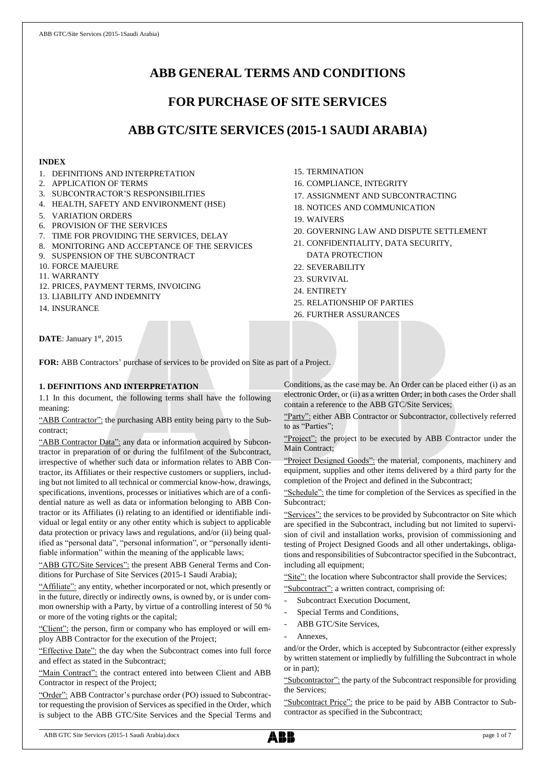# ABB GENERAL TERMS AND CONDITIONS

# FOR PURCHASE OF SITE SERVICES

# ABB GTC/SITE SERVICES (2015-1 SAUDI ARABIA)

**INDEX**

1. DEFINITIONS AND INTERPRETATION
2. APPLICATION OF TERMS
3. SUBCONTRACTOR'S RESPONSIBILITIES
4. HEALTH, SAFETY AND ENVIRONMENT (HSE)
5. VARIATION ORDERS
6. PROVISION OF THE SERVICES
7. TIME FOR PROVIDING THE SERVICES, DELAY
8. MONITORING AND ACCEPTANCE OF THE SERVICES
9. SUSPENSION OF THE SUBCONTRACT
10. FORCE MAJEURE
11. WARRANTY
12. PRICES, PAYMENT TERMS, INVOICING
13. LIABILITY AND INDEMNITY
14. INSURANCE
15. TERMINATION
16. COMPLIANCE, INTEGRITY
17. ASSIGNMENT AND SUBCONTRACTING
18. NOTICES AND COMMUNICATION
19. WAIVERS
20. GOVERNING LAW AND DISPUTE SETTLEMENT
21. CONFIDENTIALITY, DATA SECURITY, DATA PROTECTION
22. SEVERABILITY
23. SURVIVAL
24. ENTIRETY
25. RELATIONSHIP OF PARTIES
26. FURTHER ASSURANCES

**DATE**: January 1st, 2015

**FOR:** ABB Contractors' purchase of services to be provided on Site as part of a Project.

**1. DEFINITIONS AND INTERPRETATION**

1.1 In this document, the following terms shall have the following meaning:

"ABB Contractor": the purchasing ABB entity being party to the Subcontract;

"ABB Contractor Data": any data or information acquired by Subcontractor in preparation of or during the fulfilment of the Subcontract, irrespective of whether such data or information relates to ABB Contractor, its Affiliates or their respective customers or suppliers, including but not limited to all technical or commercial know-how, drawings, specifications, inventions, processes or initiatives which are of a confidential nature as well as data or information belonging to ABB Contractor or its Affiliates (i) relating to an identified or identifiable individual or legal entity or any other entity which is subject to applicable data protection or privacy laws and regulations, and/or (ii) being qualified as "personal data", "personal information", or "personally identifiable information" within the meaning of the applicable laws;

"ABB GTC/Site Services": the present ABB General Terms and Conditions for Purchase of Site Services (2015-1 Saudi Arabia);

"Affiliate": any entity, whether incorporated or not, which presently or in the future, directly or indirectly owns, is owned by, or is under common ownership with a Party, by virtue of a controlling interest of 50 % or more of the voting rights or the capital;

"Client": the person, firm or company who has employed or will employ ABB Contractor for the execution of the Project;

"Effective Date": the day when the Subcontract comes into full force and effect as stated in the Subcontract;

"Main Contract": the contract entered into between Client and ABB Contractor in respect of the Project;

"Order": ABB Contractor's purchase order (PO) issued to Subcontractor requesting the provision of Services as specified in the Order, which is subject to the ABB GTC/Site Services and the Special Terms and Conditions, as the case may be. An Order can be placed either (i) as an electronic Order, or (ii) as a written Order; in both cases the Order shall contain a reference to the ABB GTC/Site Services;

"Party": either ABB Contractor or Subcontractor, collectively referred to as "Parties";

"Project": the project to be executed by ABB Contractor under the Main Contract;

"Project Designed Goods": the material, components, machinery and equipment, supplies and other items delivered by a third party for the completion of the Project and defined in the Subcontract;

"Schedule": the time for completion of the Services as specified in the Subcontract;

"Services": the services to be provided by Subcontractor on Site which are specified in the Subcontract, including but not limited to supervision of civil and installation works, provision of commissioning and testing of Project Designed Goods and all other undertakings, obligations and responsibilities of Subcontractor specified in the Subcontract, including all equipment;

"Site": the location where Subcontractor shall provide the Services;

"Subcontract": a written contract, comprising of:

- Subcontract Execution Document,
- Special Terms and Conditions,
- ABB GTC/Site Services,
- Annexes,

and/or the Order, which is accepted by Subcontractor (either expressly by written statement or impliedly by fulfilling the Subcontract in whole or in part);

"Subcontractor": the party of the Subcontract responsible for providing the Services;

"Subcontract Price": the price to be paid by ABB Contractor to Subcontractor as specified in the Subcontract;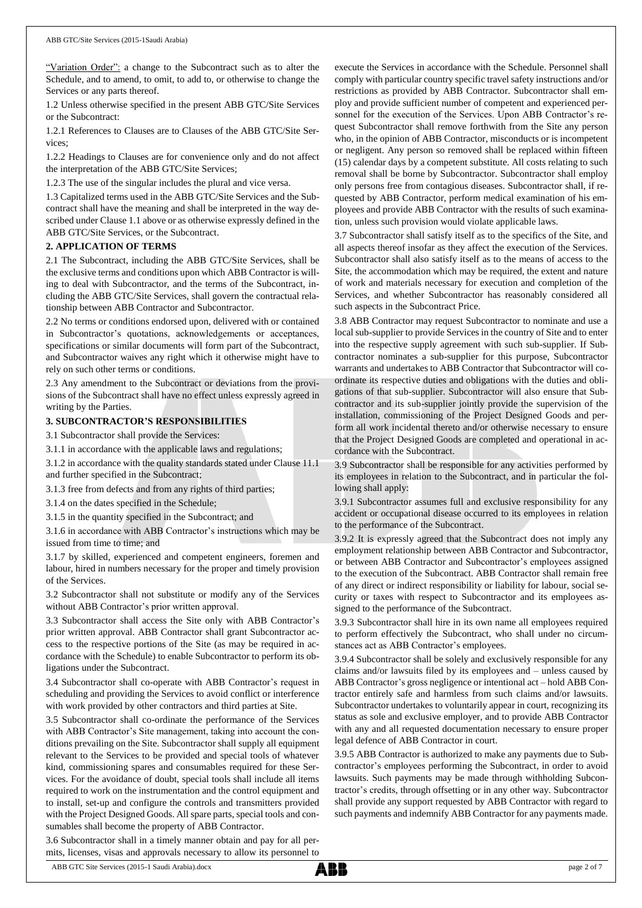"Variation Order": a change to the Subcontract such as to alter the Schedule, and to amend, to omit, to add to, or otherwise to change the Services or any parts thereof.

1.2 Unless otherwise specified in the present ABB GTC/Site Services or the Subcontract:

1.2.1 References to Clauses are to Clauses of the ABB GTC/Site Services;

1.2.2 Headings to Clauses are for convenience only and do not affect the interpretation of the ABB GTC/Site Services;

1.2.3 The use of the singular includes the plural and vice versa.

1.3 Capitalized terms used in the ABB GTC/Site Services and the Subcontract shall have the meaning and shall be interpreted in the way described under Clause 1.1 above or as otherwise expressly defined in the ABB GTC/Site Services, or the Subcontract.

**2. APPLICATION OF TERMS**

2.1 The Subcontract, including the ABB GTC/Site Services, shall be the exclusive terms and conditions upon which ABB Contractor is willing to deal with Subcontractor, and the terms of the Subcontract, including the ABB GTC/Site Services, shall govern the contractual relationship between ABB Contractor and Subcontractor.

2.2 No terms or conditions endorsed upon, delivered with or contained in Subcontractor's quotations, acknowledgements or acceptances, specifications or similar documents will form part of the Subcontract, and Subcontractor waives any right which it otherwise might have to rely on such other terms or conditions.

2.3 Any amendment to the Subcontract or deviations from the provisions of the Subcontract shall have no effect unless expressly agreed in writing by the Parties.

**3. SUBCONTRACTOR'S RESPONSIBILITIES**

3.1 Subcontractor shall provide the Services:

3.1.1 in accordance with the applicable laws and regulations;

3.1.2 in accordance with the quality standards stated under Clause 11.1 and further specified in the Subcontract;

3.1.3 free from defects and from any rights of third parties;

3.1.4 on the dates specified in the Schedule;

3.1.5 in the quantity specified in the Subcontract; and

3.1.6 in accordance with ABB Contractor's instructions which may be issued from time to time; and

3.1.7 by skilled, experienced and competent engineers, foremen and labour, hired in numbers necessary for the proper and timely provision of the Services.

3.2 Subcontractor shall not substitute or modify any of the Services without ABB Contractor's prior written approval.

3.3 Subcontractor shall access the Site only with ABB Contractor's prior written approval. ABB Contractor shall grant Subcontractor access to the respective portions of the Site (as may be required in accordance with the Schedule) to enable Subcontractor to perform its obligations under the Subcontract.

3.4 Subcontractor shall co-operate with ABB Contractor's request in scheduling and providing the Services to avoid conflict or interference with work provided by other contractors and third parties at Site.

3.5 Subcontractor shall co-ordinate the performance of the Services with ABB Contractor's Site management, taking into account the conditions prevailing on the Site. Subcontractor shall supply all equipment relevant to the Services to be provided and special tools of whatever kind, commissioning spares and consumables required for these Services. For the avoidance of doubt, special tools shall include all items required to work on the instrumentation and the control equipment and to install, set-up and configure the controls and transmitters provided with the Project Designed Goods. All spare parts, special tools and consumables shall become the property of ABB Contractor.

3.6 Subcontractor shall in a timely manner obtain and pay for all permits, licenses, visas and approvals necessary to allow its personnel to execute the Services in accordance with the Schedule. Personnel shall comply with particular country specific travel safety instructions and/or restrictions as provided by ABB Contractor. Subcontractor shall employ and provide sufficient number of competent and experienced personnel for the execution of the Services. Upon ABB Contractor's request Subcontractor shall remove forthwith from the Site any person who, in the opinion of ABB Contractor, misconducts or is incompetent or negligent. Any person so removed shall be replaced within fifteen (15) calendar days by a competent substitute. All costs relating to such removal shall be borne by Subcontractor. Subcontractor shall employ only persons free from contagious diseases. Subcontractor shall, if requested by ABB Contractor, perform medical examination of his employees and provide ABB Contractor with the results of such examination, unless such provision would violate applicable laws.

3.7 Subcontractor shall satisfy itself as to the specifics of the Site, and all aspects thereof insofar as they affect the execution of the Services. Subcontractor shall also satisfy itself as to the means of access to the Site, the accommodation which may be required, the extent and nature of work and materials necessary for execution and completion of the Services, and whether Subcontractor has reasonably considered all such aspects in the Subcontract Price.

3.8 ABB Contractor may request Subcontractor to nominate and use a local sub-supplier to provide Services in the country of Site and to enter into the respective supply agreement with such sub-supplier. If Subcontractor nominates a sub-supplier for this purpose, Subcontractor warrants and undertakes to ABB Contractor that Subcontractor will co-ordinate its respective duties and obligations with the duties and obligations of that sub-supplier. Subcontractor will also ensure that Subcontractor and its sub-supplier jointly provide the supervision of the installation, commissioning of the Project Designed Goods and perform all work incidental thereto and/or otherwise necessary to ensure that the Project Designed Goods are completed and operational in accordance with the Subcontract.

3.9 Subcontractor shall be responsible for any activities performed by its employees in relation to the Subcontract, and in particular the following shall apply:

3.9.1 Subcontractor assumes full and exclusive responsibility for any accident or occupational disease occurred to its employees in relation to the performance of the Subcontract.

3.9.2 It is expressly agreed that the Subcontract does not imply any employment relationship between ABB Contractor and Subcontractor, or between ABB Contractor and Subcontractor's employees assigned to the execution of the Subcontract. ABB Contractor shall remain free of any direct or indirect responsibility or liability for labour, social security or taxes with respect to Subcontractor and its employees assigned to the performance of the Subcontract.

3.9.3 Subcontractor shall hire in its own name all employees required to perform effectively the Subcontract, who shall under no circumstances act as ABB Contractor's employees.

3.9.4 Subcontractor shall be solely and exclusively responsible for any claims and/or lawsuits filed by its employees and – unless caused by ABB Contractor's gross negligence or intentional act – hold ABB Contractor entirely safe and harmless from such claims and/or lawsuits. Subcontractor undertakes to voluntarily appear in court, recognizing its status as sole and exclusive employer, and to provide ABB Contractor with any and all requested documentation necessary to ensure proper legal defence of ABB Contractor in court.

3.9.5 ABB Contractor is authorized to make any payments due to Subcontractor's employees performing the Subcontract, in order to avoid lawsuits. Such payments may be made through withholding Subcontractor's credits, through offsetting or in any other way. Subcontractor shall provide any support requested by ABB Contractor with regard to such payments and indemnify ABB Contractor for any payments made.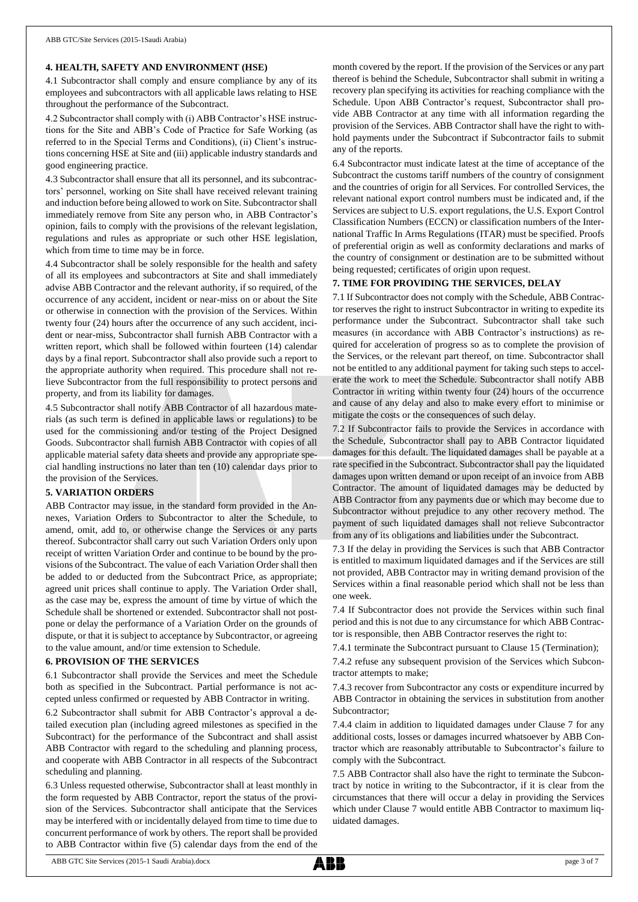## 4. HEALTH, SAFETY AND ENVIRONMENT (HSE)

4.1 Subcontractor shall comply and ensure compliance by any of its employees and subcontractors with all applicable laws relating to HSE throughout the performance of the Subcontract.

4.2 Subcontractor shall comply with (i) ABB Contractor's HSE instructions for the Site and ABB's Code of Practice for Safe Working (as referred to in the Special Terms and Conditions), (ii) Client's instructions concerning HSE at Site and (iii) applicable industry standards and good engineering practice.

4.3 Subcontractor shall ensure that all its personnel, and its subcontractors' personnel, working on Site shall have received relevant training and induction before being allowed to work on Site. Subcontractor shall immediately remove from Site any person who, in ABB Contractor's opinion, fails to comply with the provisions of the relevant legislation, regulations and rules as appropriate or such other HSE legislation, which from time to time may be in force.

4.4 Subcontractor shall be solely responsible for the health and safety of all its employees and subcontractors at Site and shall immediately advise ABB Contractor and the relevant authority, if so required, of the occurrence of any accident, incident or near-miss on or about the Site or otherwise in connection with the provision of the Services. Within twenty four (24) hours after the occurrence of any such accident, incident or near-miss, Subcontractor shall furnish ABB Contractor with a written report, which shall be followed within fourteen (14) calendar days by a final report. Subcontractor shall also provide such a report to the appropriate authority when required. This procedure shall not relieve Subcontractor from the full responsibility to protect persons and property, and from its liability for damages.

4.5 Subcontractor shall notify ABB Contractor of all hazardous materials (as such term is defined in applicable laws or regulations) to be used for the commissioning and/or testing of the Project Designed Goods. Subcontractor shall furnish ABB Contractor with copies of all applicable material safety data sheets and provide any appropriate special handling instructions no later than ten (10) calendar days prior to the provision of the Services.

## 5. VARIATION ORDERS

ABB Contractor may issue, in the standard form provided in the Annexes, Variation Orders to Subcontractor to alter the Schedule, to amend, omit, add to, or otherwise change the Services or any parts thereof. Subcontractor shall carry out such Variation Orders only upon receipt of written Variation Order and continue to be bound by the provisions of the Subcontract. The value of each Variation Order shall then be added to or deducted from the Subcontract Price, as appropriate; agreed unit prices shall continue to apply. The Variation Order shall, as the case may be, express the amount of time by virtue of which the Schedule shall be shortened or extended. Subcontractor shall not postpone or delay the performance of a Variation Order on the grounds of dispute, or that it is subject to acceptance by Subcontractor, or agreeing to the value amount, and/or time extension to Schedule.

## 6. PROVISION OF THE SERVICES

6.1 Subcontractor shall provide the Services and meet the Schedule both as specified in the Subcontract. Partial performance is not accepted unless confirmed or requested by ABB Contractor in writing.

6.2 Subcontractor shall submit for ABB Contractor's approval a detailed execution plan (including agreed milestones as specified in the Subcontract) for the performance of the Subcontract and shall assist ABB Contractor with regard to the scheduling and planning process, and cooperate with ABB Contractor in all respects of the Subcontract scheduling and planning.

6.3 Unless requested otherwise, Subcontractor shall at least monthly in the form requested by ABB Contractor, report the status of the provision of the Services. Subcontractor shall anticipate that the Services may be interfered with or incidentally delayed from time to time due to concurrent performance of work by others. The report shall be provided to ABB Contractor within five (5) calendar days from the end of the month covered by the report. If the provision of the Services or any part thereof is behind the Schedule, Subcontractor shall submit in writing a recovery plan specifying its activities for reaching compliance with the Schedule. Upon ABB Contractor's request, Subcontractor shall provide ABB Contractor at any time with all information regarding the provision of the Services. ABB Contractor shall have the right to withhold payments under the Subcontract if Subcontractor fails to submit any of the reports.

6.4 Subcontractor must indicate latest at the time of acceptance of the Subcontract the customs tariff numbers of the country of consignment and the countries of origin for all Services. For controlled Services, the relevant national export control numbers must be indicated and, if the Services are subject to U.S. export regulations, the U.S. Export Control Classification Numbers (ECCN) or classification numbers of the International Traffic In Arms Regulations (ITAR) must be specified. Proofs of preferential origin as well as conformity declarations and marks of the country of consignment or destination are to be submitted without being requested; certificates of origin upon request.

## 7. TIME FOR PROVIDING THE SERVICES, DELAY

7.1 If Subcontractor does not comply with the Schedule, ABB Contractor reserves the right to instruct Subcontractor in writing to expedite its performance under the Subcontract. Subcontractor shall take such measures (in accordance with ABB Contractor's instructions) as required for acceleration of progress so as to complete the provision of the Services, or the relevant part thereof, on time. Subcontractor shall not be entitled to any additional payment for taking such steps to accelerate the work to meet the Schedule. Subcontractor shall notify ABB Contractor in writing within twenty four (24) hours of the occurrence and cause of any delay and also to make every effort to minimise or mitigate the costs or the consequences of such delay.

7.2 If Subcontractor fails to provide the Services in accordance with the Schedule, Subcontractor shall pay to ABB Contractor liquidated damages for this default. The liquidated damages shall be payable at a rate specified in the Subcontract. Subcontractor shall pay the liquidated damages upon written demand or upon receipt of an invoice from ABB Contractor. The amount of liquidated damages may be deducted by ABB Contractor from any payments due or which may become due to Subcontractor without prejudice to any other recovery method. The payment of such liquidated damages shall not relieve Subcontractor from any of its obligations and liabilities under the Subcontract.

7.3 If the delay in providing the Services is such that ABB Contractor is entitled to maximum liquidated damages and if the Services are still not provided, ABB Contractor may in writing demand provision of the Services within a final reasonable period which shall not be less than one week.

7.4 If Subcontractor does not provide the Services within such final period and this is not due to any circumstance for which ABB Contractor is responsible, then ABB Contractor reserves the right to:

7.4.1 terminate the Subcontract pursuant to Clause 15 (Termination);

7.4.2 refuse any subsequent provision of the Services which Subcontractor attempts to make;

7.4.3 recover from Subcontractor any costs or expenditure incurred by ABB Contractor in obtaining the services in substitution from another Subcontractor;

7.4.4 claim in addition to liquidated damages under Clause 7 for any additional costs, losses or damages incurred whatsoever by ABB Contractor which are reasonably attributable to Subcontractor's failure to comply with the Subcontract.

7.5 ABB Contractor shall also have the right to terminate the Subcontract by notice in writing to the Subcontractor, if it is clear from the circumstances that there will occur a delay in providing the Services which under Clause 7 would entitle ABB Contractor to maximum liquidated damages.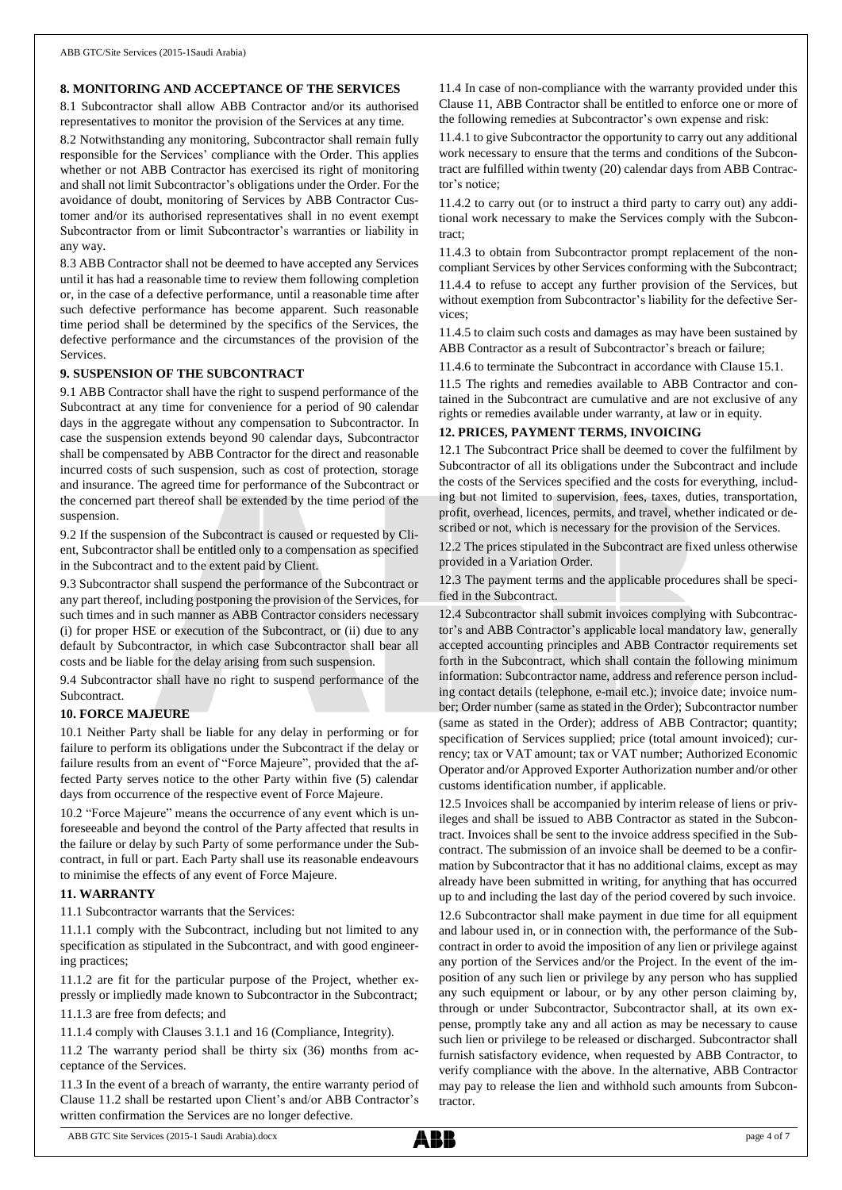## 8. MONITORING AND ACCEPTANCE OF THE SERVICES

8.1 Subcontractor shall allow ABB Contractor and/or its authorised representatives to monitor the provision of the Services at any time.

8.2 Notwithstanding any monitoring, Subcontractor shall remain fully responsible for the Services' compliance with the Order. This applies whether or not ABB Contractor has exercised its right of monitoring and shall not limit Subcontractor's obligations under the Order. For the avoidance of doubt, monitoring of Services by ABB Contractor Customer and/or its authorised representatives shall in no event exempt Subcontractor from or limit Subcontractor's warranties or liability in any way.

8.3 ABB Contractor shall not be deemed to have accepted any Services until it has had a reasonable time to review them following completion or, in the case of a defective performance, until a reasonable time after such defective performance has become apparent. Such reasonable time period shall be determined by the specifics of the Services, the defective performance and the circumstances of the provision of the Services.

## 9. SUSPENSION OF THE SUBCONTRACT

9.1 ABB Contractor shall have the right to suspend performance of the Subcontract at any time for convenience for a period of 90 calendar days in the aggregate without any compensation to Subcontractor. In case the suspension extends beyond 90 calendar days, Subcontractor shall be compensated by ABB Contractor for the direct and reasonable incurred costs of such suspension, such as cost of protection, storage and insurance. The agreed time for performance of the Subcontract or the concerned part thereof shall be extended by the time period of the suspension.

9.2 If the suspension of the Subcontract is caused or requested by Client, Subcontractor shall be entitled only to a compensation as specified in the Subcontract and to the extent paid by Client.

9.3 Subcontractor shall suspend the performance of the Subcontract or any part thereof, including postponing the provision of the Services, for such times and in such manner as ABB Contractor considers necessary (i) for proper HSE or execution of the Subcontract, or (ii) due to any default by Subcontractor, in which case Subcontractor shall bear all costs and be liable for the delay arising from such suspension.

9.4 Subcontractor shall have no right to suspend performance of the Subcontract.

## 10. FORCE MAJEURE

10.1 Neither Party shall be liable for any delay in performing or for failure to perform its obligations under the Subcontract if the delay or failure results from an event of "Force Majeure", provided that the affected Party serves notice to the other Party within five (5) calendar days from occurrence of the respective event of Force Majeure.

10.2 "Force Majeure" means the occurrence of any event which is unforeseeable and beyond the control of the Party affected that results in the failure or delay by such Party of some performance under the Subcontract, in full or part. Each Party shall use its reasonable endeavours to minimise the effects of any event of Force Majeure.

## 11. WARRANTY

11.1 Subcontractor warrants that the Services:

11.1.1 comply with the Subcontract, including but not limited to any specification as stipulated in the Subcontract, and with good engineering practices;

11.1.2 are fit for the particular purpose of the Project, whether expressly or impliedly made known to Subcontractor in the Subcontract;

11.1.3 are free from defects; and

11.1.4 comply with Clauses 3.1.1 and 16 (Compliance, Integrity).

11.2 The warranty period shall be thirty six (36) months from acceptance of the Services.

11.3 In the event of a breach of warranty, the entire warranty period of Clause 11.2 shall be restarted upon Client's and/or ABB Contractor's written confirmation the Services are no longer defective.

11.4 In case of non-compliance with the warranty provided under this Clause 11, ABB Contractor shall be entitled to enforce one or more of the following remedies at Subcontractor's own expense and risk:

11.4.1 to give Subcontractor the opportunity to carry out any additional work necessary to ensure that the terms and conditions of the Subcontract are fulfilled within twenty (20) calendar days from ABB Contractor's notice;

11.4.2 to carry out (or to instruct a third party to carry out) any additional work necessary to make the Services comply with the Subcontract;

11.4.3 to obtain from Subcontractor prompt replacement of the non-compliant Services by other Services conforming with the Subcontract;

11.4.4 to refuse to accept any further provision of the Services, but without exemption from Subcontractor's liability for the defective Services;

11.4.5 to claim such costs and damages as may have been sustained by ABB Contractor as a result of Subcontractor's breach or failure;

11.4.6 to terminate the Subcontract in accordance with Clause 15.1.

11.5 The rights and remedies available to ABB Contractor and contained in the Subcontract are cumulative and are not exclusive of any rights or remedies available under warranty, at law or in equity.

## 12. PRICES, PAYMENT TERMS, INVOICING

12.1 The Subcontract Price shall be deemed to cover the fulfilment by Subcontractor of all its obligations under the Subcontract and include the costs of the Services specified and the costs for everything, including but not limited to supervision, fees, taxes, duties, transportation, profit, overhead, licences, permits, and travel, whether indicated or described or not, which is necessary for the provision of the Services.

12.2 The prices stipulated in the Subcontract are fixed unless otherwise provided in a Variation Order.

12.3 The payment terms and the applicable procedures shall be specified in the Subcontract.

12.4 Subcontractor shall submit invoices complying with Subcontractor's and ABB Contractor's applicable local mandatory law, generally accepted accounting principles and ABB Contractor requirements set forth in the Subcontract, which shall contain the following minimum information: Subcontractor name, address and reference person including contact details (telephone, e-mail etc.); invoice date; invoice number; Order number (same as stated in the Order); Subcontractor number (same as stated in the Order); address of ABB Contractor; quantity; specification of Services supplied; price (total amount invoiced); currency; tax or VAT amount; tax or VAT number; Authorized Economic Operator and/or Approved Exporter Authorization number and/or other customs identification number, if applicable.

12.5 Invoices shall be accompanied by interim release of liens or privileges and shall be issued to ABB Contractor as stated in the Subcontract. Invoices shall be sent to the invoice address specified in the Subcontract. The submission of an invoice shall be deemed to be a confirmation by Subcontractor that it has no additional claims, except as may already have been submitted in writing, for anything that has occurred up to and including the last day of the period covered by such invoice.

12.6 Subcontractor shall make payment in due time for all equipment and labour used in, or in connection with, the performance of the Subcontract in order to avoid the imposition of any lien or privilege against any portion of the Services and/or the Project. In the event of the imposition of any such lien or privilege by any person who has supplied any such equipment or labour, or by any other person claiming by, through or under Subcontractor, Subcontractor shall, at its own expense, promptly take any and all action as may be necessary to cause such lien or privilege to be released or discharged. Subcontractor shall furnish satisfactory evidence, when requested by ABB Contractor, to verify compliance with the above. In the alternative, ABB Contractor may pay to release the lien and withhold such amounts from Subcontractor.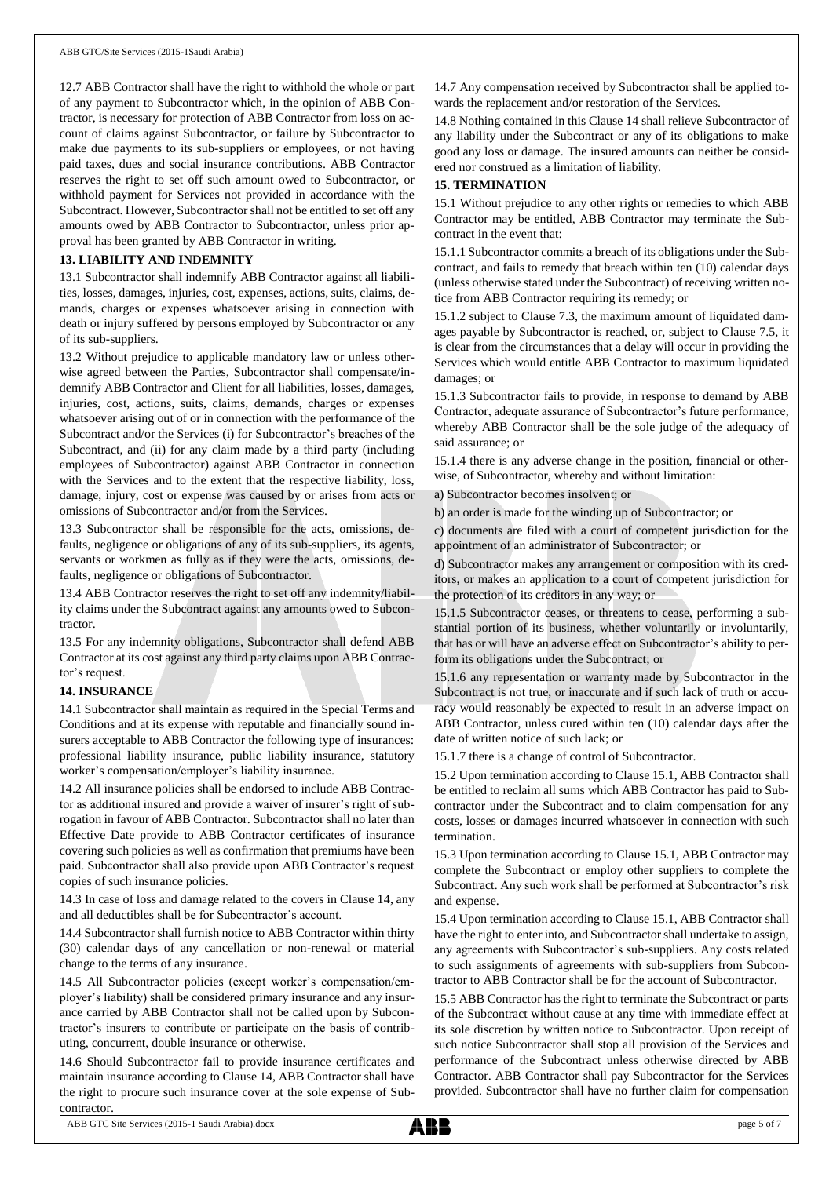12.7 ABB Contractor shall have the right to withhold the whole or part of any payment to Subcontractor which, in the opinion of ABB Contractor, is necessary for protection of ABB Contractor from loss on account of claims against Subcontractor, or failure by Subcontractor to make due payments to its sub-suppliers or employees, or not having paid taxes, dues and social insurance contributions. ABB Contractor reserves the right to set off such amount owed to Subcontractor, or withhold payment for Services not provided in accordance with the Subcontract. However, Subcontractor shall not be entitled to set off any amounts owed by ABB Contractor to Subcontractor, unless prior approval has been granted by ABB Contractor in writing.

**13. LIABILITY AND INDEMNITY**

13.1 Subcontractor shall indemnify ABB Contractor against all liabilities, losses, damages, injuries, cost, expenses, actions, suits, claims, demands, charges or expenses whatsoever arising in connection with death or injury suffered by persons employed by Subcontractor or any of its sub-suppliers.

13.2 Without prejudice to applicable mandatory law or unless otherwise agreed between the Parties, Subcontractor shall compensate/indemnify ABB Contractor and Client for all liabilities, losses, damages, injuries, cost, actions, suits, claims, demands, charges or expenses whatsoever arising out of or in connection with the performance of the Subcontract and/or the Services (i) for Subcontractor's breaches of the Subcontract, and (ii) for any claim made by a third party (including employees of Subcontractor) against ABB Contractor in connection with the Services and to the extent that the respective liability, loss, damage, injury, cost or expense was caused by or arises from acts or omissions of Subcontractor and/or from the Services.

13.3 Subcontractor shall be responsible for the acts, omissions, defaults, negligence or obligations of any of its sub-suppliers, its agents, servants or workmen as fully as if they were the acts, omissions, defaults, negligence or obligations of Subcontractor.

13.4 ABB Contractor reserves the right to set off any indemnity/liability claims under the Subcontract against any amounts owed to Subcontractor.

13.5 For any indemnity obligations, Subcontractor shall defend ABB Contractor at its cost against any third party claims upon ABB Contractor's request.

**14. INSURANCE**

14.1 Subcontractor shall maintain as required in the Special Terms and Conditions and at its expense with reputable and financially sound insurers acceptable to ABB Contractor the following type of insurances: professional liability insurance, public liability insurance, statutory worker's compensation/employer's liability insurance.

14.2 All insurance policies shall be endorsed to include ABB Contractor as additional insured and provide a waiver of insurer's right of subrogation in favour of ABB Contractor. Subcontractor shall no later than Effective Date provide to ABB Contractor certificates of insurance covering such policies as well as confirmation that premiums have been paid. Subcontractor shall also provide upon ABB Contractor's request copies of such insurance policies.

14.3 In case of loss and damage related to the covers in Clause 14, any and all deductibles shall be for Subcontractor's account.

14.4 Subcontractor shall furnish notice to ABB Contractor within thirty (30) calendar days of any cancellation or non-renewal or material change to the terms of any insurance.

14.5 All Subcontractor policies (except worker's compensation/employer's liability) shall be considered primary insurance and any insurance carried by ABB Contractor shall not be called upon by Subcontractor's insurers to contribute or participate on the basis of contributing, concurrent, double insurance or otherwise.

14.6 Should Subcontractor fail to provide insurance certificates and maintain insurance according to Clause 14, ABB Contractor shall have the right to procure such insurance cover at the sole expense of Subcontractor.

14.7 Any compensation received by Subcontractor shall be applied towards the replacement and/or restoration of the Services.

14.8 Nothing contained in this Clause 14 shall relieve Subcontractor of any liability under the Subcontract or any of its obligations to make good any loss or damage. The insured amounts can neither be considered nor construed as a limitation of liability.

**15. TERMINATION**

15.1 Without prejudice to any other rights or remedies to which ABB Contractor may be entitled, ABB Contractor may terminate the Subcontract in the event that:

15.1.1 Subcontractor commits a breach of its obligations under the Subcontract, and fails to remedy that breach within ten (10) calendar days (unless otherwise stated under the Subcontract) of receiving written notice from ABB Contractor requiring its remedy; or

15.1.2 subject to Clause 7.3, the maximum amount of liquidated damages payable by Subcontractor is reached, or, subject to Clause 7.5, it is clear from the circumstances that a delay will occur in providing the Services which would entitle ABB Contractor to maximum liquidated damages; or

15.1.3 Subcontractor fails to provide, in response to demand by ABB Contractor, adequate assurance of Subcontractor's future performance, whereby ABB Contractor shall be the sole judge of the adequacy of said assurance; or

15.1.4 there is any adverse change in the position, financial or otherwise, of Subcontractor, whereby and without limitation:

a) Subcontractor becomes insolvent; or

b) an order is made for the winding up of Subcontractor; or

c) documents are filed with a court of competent jurisdiction for the appointment of an administrator of Subcontractor; or

d) Subcontractor makes any arrangement or composition with its creditors, or makes an application to a court of competent jurisdiction for the protection of its creditors in any way; or

15.1.5 Subcontractor ceases, or threatens to cease, performing a substantial portion of its business, whether voluntarily or involuntarily, that has or will have an adverse effect on Subcontractor's ability to perform its obligations under the Subcontract; or

15.1.6 any representation or warranty made by Subcontractor in the Subcontract is not true, or inaccurate and if such lack of truth or accuracy would reasonably be expected to result in an adverse impact on ABB Contractor, unless cured within ten (10) calendar days after the date of written notice of such lack; or

15.1.7 there is a change of control of Subcontractor.

15.2 Upon termination according to Clause 15.1, ABB Contractor shall be entitled to reclaim all sums which ABB Contractor has paid to Subcontractor under the Subcontract and to claim compensation for any costs, losses or damages incurred whatsoever in connection with such termination.

15.3 Upon termination according to Clause 15.1, ABB Contractor may complete the Subcontract or employ other suppliers to complete the Subcontract. Any such work shall be performed at Subcontractor's risk and expense.

15.4 Upon termination according to Clause 15.1, ABB Contractor shall have the right to enter into, and Subcontractor shall undertake to assign, any agreements with Subcontractor's sub-suppliers. Any costs related to such assignments of agreements with sub-suppliers from Subcontractor to ABB Contractor shall be for the account of Subcontractor.

15.5 ABB Contractor has the right to terminate the Subcontract or parts of the Subcontract without cause at any time with immediate effect at its sole discretion by written notice to Subcontractor. Upon receipt of such notice Subcontractor shall stop all provision of the Services and performance of the Subcontract unless otherwise directed by ABB Contractor. ABB Contractor shall pay Subcontractor for the Services provided. Subcontractor shall have no further claim for compensation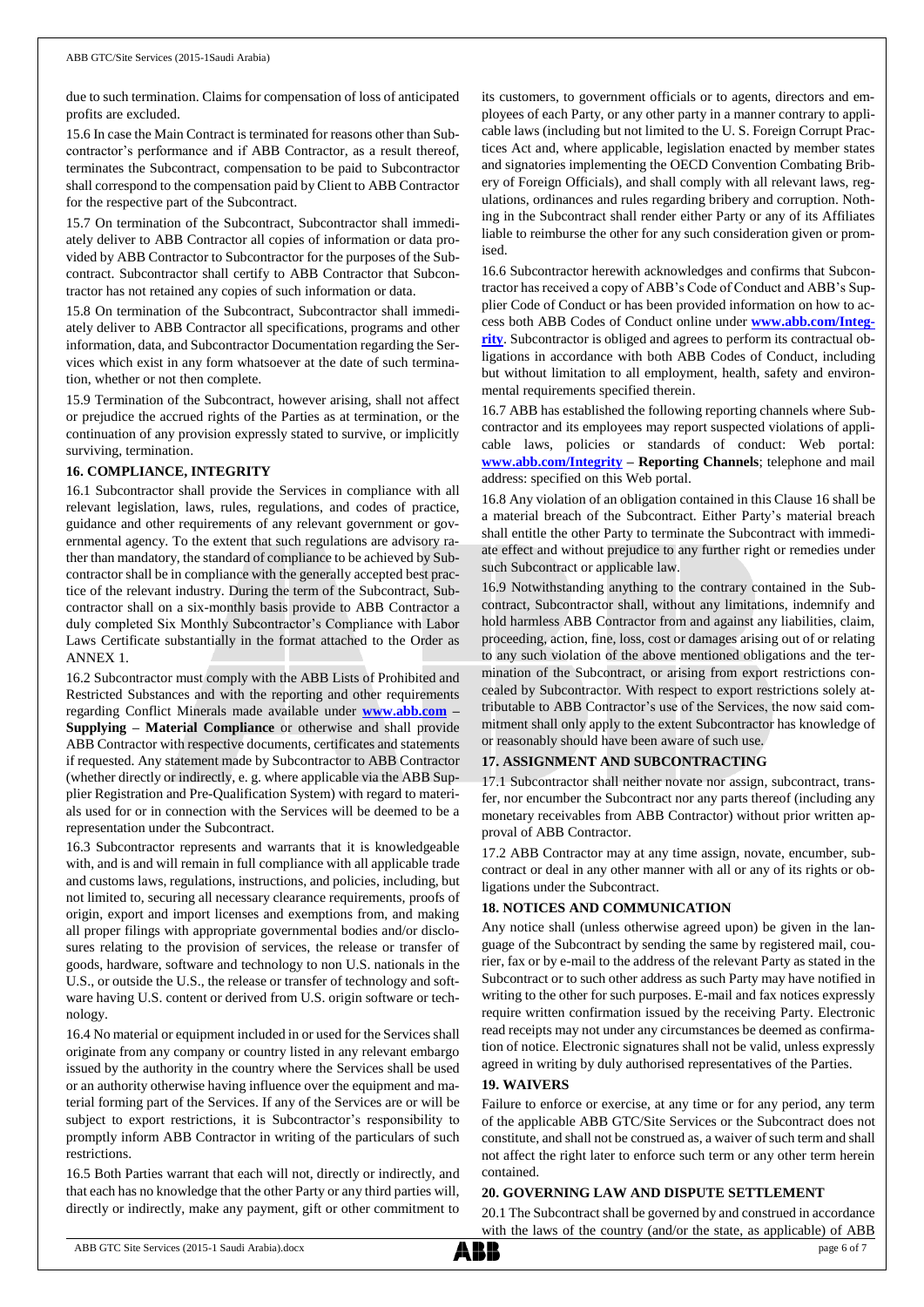due to such termination. Claims for compensation of loss of anticipated profits are excluded.

15.6 In case the Main Contract is terminated for reasons other than Subcontractor's performance and if ABB Contractor, as a result thereof, terminates the Subcontract, compensation to be paid to Subcontractor shall correspond to the compensation paid by Client to ABB Contractor for the respective part of the Subcontract.

15.7 On termination of the Subcontract, Subcontractor shall immediately deliver to ABB Contractor all copies of information or data provided by ABB Contractor to Subcontractor for the purposes of the Subcontract. Subcontractor shall certify to ABB Contractor that Subcontractor has not retained any copies of such information or data.

15.8 On termination of the Subcontract, Subcontractor shall immediately deliver to ABB Contractor all specifications, programs and other information, data, and Subcontractor Documentation regarding the Services which exist in any form whatsoever at the date of such termination, whether or not then complete.

15.9 Termination of the Subcontract, however arising, shall not affect or prejudice the accrued rights of the Parties as at termination, or the continuation of any provision expressly stated to survive, or implicitly surviving, termination.

## 16. COMPLIANCE, INTEGRITY

16.1 Subcontractor shall provide the Services in compliance with all relevant legislation, laws, rules, regulations, and codes of practice, guidance and other requirements of any relevant government or governmental agency. To the extent that such regulations are advisory rather than mandatory, the standard of compliance to be achieved by Subcontractor shall be in compliance with the generally accepted best practice of the relevant industry. During the term of the Subcontract, Subcontractor shall on a six-monthly basis provide to ABB Contractor a duly completed Six Monthly Subcontractor's Compliance with Labor Laws Certificate substantially in the format attached to the Order as ANNEX 1.

16.2 Subcontractor must comply with the ABB Lists of Prohibited and Restricted Substances and with the reporting and other requirements regarding Conflict Minerals made available under **www.abb.com – Supplying – Material Compliance** or otherwise and shall provide ABB Contractor with respective documents, certificates and statements if requested. Any statement made by Subcontractor to ABB Contractor (whether directly or indirectly, e. g. where applicable via the ABB Supplier Registration and Pre-Qualification System) with regard to materials used for or in connection with the Services will be deemed to be a representation under the Subcontract.

16.3 Subcontractor represents and warrants that it is knowledgeable with, and is and will remain in full compliance with all applicable trade and customs laws, regulations, instructions, and policies, including, but not limited to, securing all necessary clearance requirements, proofs of origin, export and import licenses and exemptions from, and making all proper filings with appropriate governmental bodies and/or disclosures relating to the provision of services, the release or transfer of goods, hardware, software and technology to non U.S. nationals in the U.S., or outside the U.S., the release or transfer of technology and software having U.S. content or derived from U.S. origin software or technology.

16.4 No material or equipment included in or used for the Services shall originate from any company or country listed in any relevant embargo issued by the authority in the country where the Services shall be used or an authority otherwise having influence over the equipment and material forming part of the Services. If any of the Services are or will be subject to export restrictions, it is Subcontractor's responsibility to promptly inform ABB Contractor in writing of the particulars of such restrictions.

16.5 Both Parties warrant that each will not, directly or indirectly, and that each has no knowledge that the other Party or any third parties will, directly or indirectly, make any payment, gift or other commitment to its customers, to government officials or to agents, directors and employees of each Party, or any other party in a manner contrary to applicable laws (including but not limited to the U. S. Foreign Corrupt Practices Act and, where applicable, legislation enacted by member states and signatories implementing the OECD Convention Combating Bribery of Foreign Officials), and shall comply with all relevant laws, regulations, ordinances and rules regarding bribery and corruption. Nothing in the Subcontract shall render either Party or any of its Affiliates liable to reimburse the other for any such consideration given or promised.

16.6 Subcontractor herewith acknowledges and confirms that Subcontractor has received a copy of ABB's Code of Conduct and ABB's Supplier Code of Conduct or has been provided information on how to access both ABB Codes of Conduct online under **www.abb.com/Integrity**. Subcontractor is obliged and agrees to perform its contractual obligations in accordance with both ABB Codes of Conduct, including but without limitation to all employment, health, safety and environmental requirements specified therein.

16.7 ABB has established the following reporting channels where Subcontractor and its employees may report suspected violations of applicable laws, policies or standards of conduct: Web portal: **www.abb.com/Integrity – Reporting Channels**; telephone and mail address: specified on this Web portal.

16.8 Any violation of an obligation contained in this Clause 16 shall be a material breach of the Subcontract. Either Party's material breach shall entitle the other Party to terminate the Subcontract with immediate effect and without prejudice to any further right or remedies under such Subcontract or applicable law.

16.9 Notwithstanding anything to the contrary contained in the Subcontract, Subcontractor shall, without any limitations, indemnify and hold harmless ABB Contractor from and against any liabilities, claim, proceeding, action, fine, loss, cost or damages arising out of or relating to any such violation of the above mentioned obligations and the termination of the Subcontract, or arising from export restrictions concealed by Subcontractor. With respect to export restrictions solely attributable to ABB Contractor's use of the Services, the now said commitment shall only apply to the extent Subcontractor has knowledge of or reasonably should have been aware of such use.

## 17. ASSIGNMENT AND SUBCONTRACTING

17.1 Subcontractor shall neither novate nor assign, subcontract, transfer, nor encumber the Subcontract nor any parts thereof (including any monetary receivables from ABB Contractor) without prior written approval of ABB Contractor.

17.2 ABB Contractor may at any time assign, novate, encumber, subcontract or deal in any other manner with all or any of its rights or obligations under the Subcontract.

## 18. NOTICES AND COMMUNICATION

Any notice shall (unless otherwise agreed upon) be given in the language of the Subcontract by sending the same by registered mail, courier, fax or by e-mail to the address of the relevant Party as stated in the Subcontract or to such other address as such Party may have notified in writing to the other for such purposes. E-mail and fax notices expressly require written confirmation issued by the receiving Party. Electronic read receipts may not under any circumstances be deemed as confirmation of notice. Electronic signatures shall not be valid, unless expressly agreed in writing by duly authorised representatives of the Parties.

## 19. WAIVERS

Failure to enforce or exercise, at any time or for any period, any term of the applicable ABB GTC/Site Services or the Subcontract does not constitute, and shall not be construed as, a waiver of such term and shall not affect the right later to enforce such term or any other term herein contained.

## 20. GOVERNING LAW AND DISPUTE SETTLEMENT

20.1 The Subcontract shall be governed by and construed in accordance with the laws of the country (and/or the state, as applicable) of ABB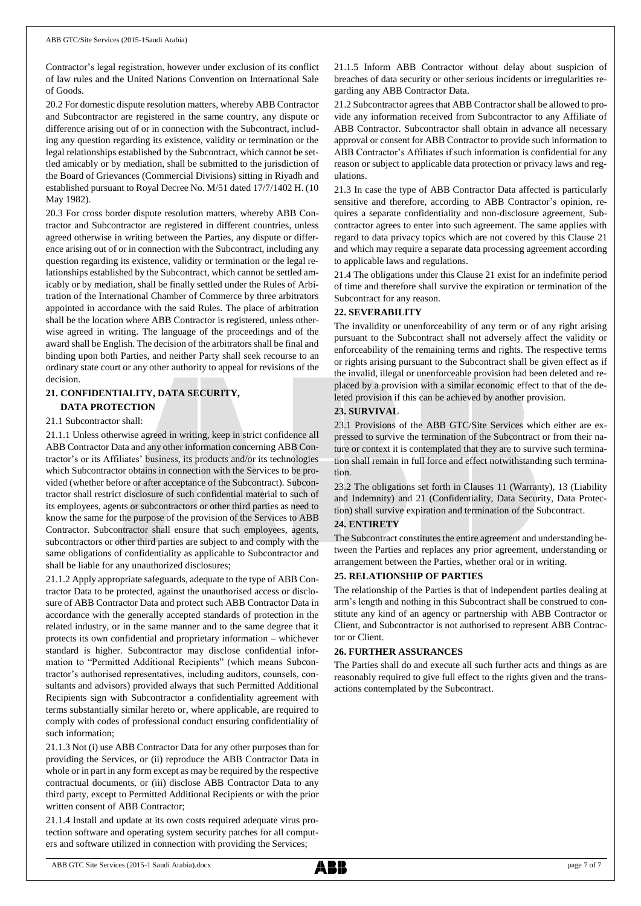Contractor's legal registration, however under exclusion of its conflict of law rules and the United Nations Convention on International Sale of Goods.

20.2 For domestic dispute resolution matters, whereby ABB Contractor and Subcontractor are registered in the same country, any dispute or difference arising out of or in connection with the Subcontract, including any question regarding its existence, validity or termination or the legal relationships established by the Subcontract, which cannot be settled amicably or by mediation, shall be submitted to the jurisdiction of the Board of Grievances (Commercial Divisions) sitting in Riyadh and established pursuant to Royal Decree No. M/51 dated 17/7/1402 H. (10 May 1982).

20.3 For cross border dispute resolution matters, whereby ABB Contractor and Subcontractor are registered in different countries, unless agreed otherwise in writing between the Parties, any dispute or difference arising out of or in connection with the Subcontract, including any question regarding its existence, validity or termination or the legal relationships established by the Subcontract, which cannot be settled amicably or by mediation, shall be finally settled under the Rules of Arbitration of the International Chamber of Commerce by three arbitrators appointed in accordance with the said Rules. The place of arbitration shall be the location where ABB Contractor is registered, unless otherwise agreed in writing. The language of the proceedings and of the award shall be English. The decision of the arbitrators shall be final and binding upon both Parties, and neither Party shall seek recourse to an ordinary state court or any other authority to appeal for revisions of the decision.

## 21. CONFIDENTIALITY, DATA SECURITY, DATA PROTECTION

21.1 Subcontractor shall:

21.1.1 Unless otherwise agreed in writing, keep in strict confidence all ABB Contractor Data and any other information concerning ABB Contractor's or its Affiliates' business, its products and/or its technologies which Subcontractor obtains in connection with the Services to be provided (whether before or after acceptance of the Subcontract). Subcontractor shall restrict disclosure of such confidential material to such of its employees, agents or subcontractors or other third parties as need to know the same for the purpose of the provision of the Services to ABB Contractor. Subcontractor shall ensure that such employees, agents, subcontractors or other third parties are subject to and comply with the same obligations of confidentiality as applicable to Subcontractor and shall be liable for any unauthorized disclosures;

21.1.2 Apply appropriate safeguards, adequate to the type of ABB Contractor Data to be protected, against the unauthorised access or disclosure of ABB Contractor Data and protect such ABB Contractor Data in accordance with the generally accepted standards of protection in the related industry, or in the same manner and to the same degree that it protects its own confidential and proprietary information – whichever standard is higher. Subcontractor may disclose confidential information to "Permitted Additional Recipients" (which means Subcontractor's authorised representatives, including auditors, counsels, consultants and advisors) provided always that such Permitted Additional Recipients sign with Subcontractor a confidentiality agreement with terms substantially similar hereto or, where applicable, are required to comply with codes of professional conduct ensuring confidentiality of such information;

21.1.3 Not (i) use ABB Contractor Data for any other purposes than for providing the Services, or (ii) reproduce the ABB Contractor Data in whole or in part in any form except as may be required by the respective contractual documents, or (iii) disclose ABB Contractor Data to any third party, except to Permitted Additional Recipients or with the prior written consent of ABB Contractor;

21.1.4 Install and update at its own costs required adequate virus protection software and operating system security patches for all computers and software utilized in connection with providing the Services;

21.1.5 Inform ABB Contractor without delay about suspicion of breaches of data security or other serious incidents or irregularities regarding any ABB Contractor Data.

21.2 Subcontractor agrees that ABB Contractor shall be allowed to provide any information received from Subcontractor to any Affiliate of ABB Contractor. Subcontractor shall obtain in advance all necessary approval or consent for ABB Contractor to provide such information to ABB Contractor's Affiliates if such information is confidential for any reason or subject to applicable data protection or privacy laws and regulations.

21.3 In case the type of ABB Contractor Data affected is particularly sensitive and therefore, according to ABB Contractor's opinion, requires a separate confidentiality and non-disclosure agreement, Subcontractor agrees to enter into such agreement. The same applies with regard to data privacy topics which are not covered by this Clause 21 and which may require a separate data processing agreement according to applicable laws and regulations.

21.4 The obligations under this Clause 21 exist for an indefinite period of time and therefore shall survive the expiration or termination of the Subcontract for any reason.

## 22. SEVERABILITY

The invalidity or unenforceability of any term or of any right arising pursuant to the Subcontract shall not adversely affect the validity or enforceability of the remaining terms and rights. The respective terms or rights arising pursuant to the Subcontract shall be given effect as if the invalid, illegal or unenforceable provision had been deleted and replaced by a provision with a similar economic effect to that of the deleted provision if this can be achieved by another provision.

## 23. SURVIVAL

23.1 Provisions of the ABB GTC/Site Services which either are expressed to survive the termination of the Subcontract or from their nature or context it is contemplated that they are to survive such termination shall remain in full force and effect notwithstanding such termination.

23.2 The obligations set forth in Clauses 11 (Warranty), 13 (Liability and Indemnity) and 21 (Confidentiality, Data Security, Data Protection) shall survive expiration and termination of the Subcontract.

## 24. ENTIRETY

The Subcontract constitutes the entire agreement and understanding between the Parties and replaces any prior agreement, understanding or arrangement between the Parties, whether oral or in writing.

## 25. RELATIONSHIP OF PARTIES

The relationship of the Parties is that of independent parties dealing at arm's length and nothing in this Subcontract shall be construed to constitute any kind of an agency or partnership with ABB Contractor or Client, and Subcontractor is not authorised to represent ABB Contractor or Client.

## 26. FURTHER ASSURANCES

The Parties shall do and execute all such further acts and things as are reasonably required to give full effect to the rights given and the transactions contemplated by the Subcontract.